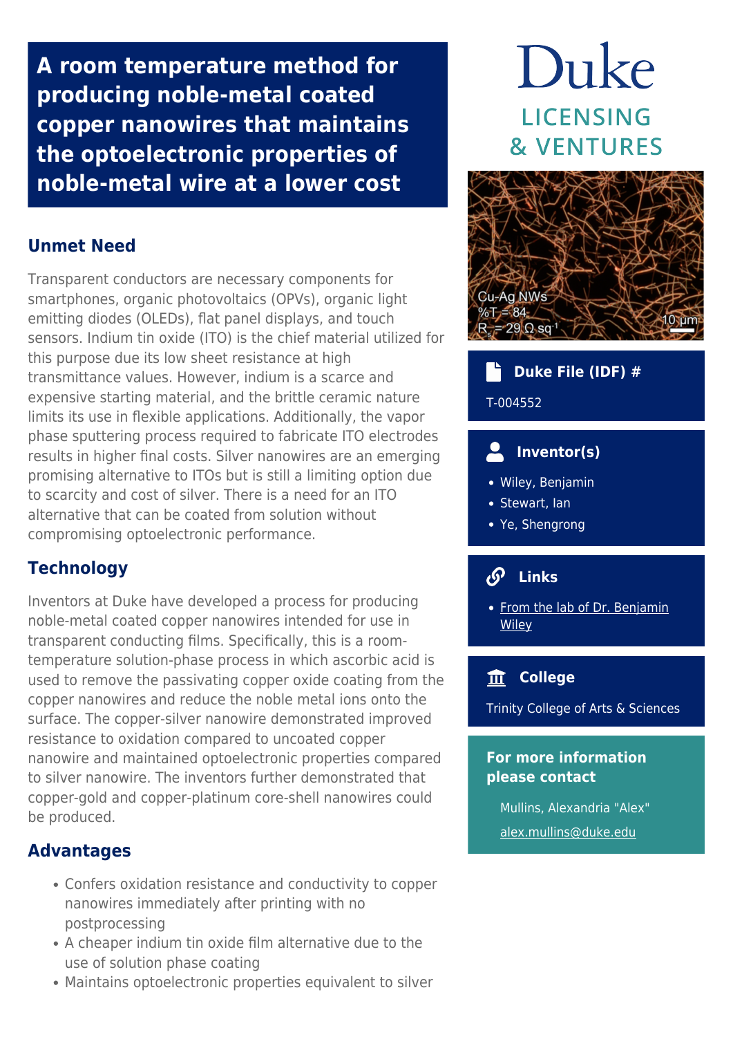# A room temperature method for producing noble-metal coated copper nanowires that maintains the optoelectronic properties of noble-metal wire at a lower cost

Duke LICENSING & VENTURES

## Unmet Need

Transparent conductors are necessary components for smartphones, organic photovoltaics (OPVs), organic light emitting diodes (OLEDs), flat panel displays, and touch sensors. Indium tin oxide (ITO) is the chief material utilized for this purpose due its low sheet resistance at high transmittance values. However, indium is a scarce and expensive starting material, and the brittle ceramic nature limits its use in flexible applications. Additionally, the vapor phase sputtering process required to fabricate ITO electrodes results in higher final costs. Silver nanowires are an emerging promising alternative to ITOs but is still a limiting option due to scarcity and cost of silver. There is a need for an ITO alternative that can be coated from solution without compromising optoelectronic performance.

## Technology

Inventors at Duke have developed a process for producing noble-metal coated copper nanowires intended for use in transparent conducting films. Specifically, this is a room-temperature solution-phase process in which ascorbic acid is used to remove the passivating copper oxide coating from the copper nanowires and reduce the noble metal ions onto the surface. The copper-silver nanowire demonstrated improved resistance to oxidation compared to uncoated copper nanowire and maintained optoelectronic properties compared to silver nanowire. The inventors further demonstrated that copper-gold and copper-platinum core-shell nanowires could be produced.

## Advantages

- Confers oxidation resistance and conductivity to copper nanowires immediately after printing with no postprocessing
- A cheaper indium tin oxide film alternative due to the use of solution phase coating
- Maintains optoelectronic properties equivalent to silver

Cu-Ag NWs
%T = 84
$R_s$ = 29 Ω $sq^{-1}$
10 μm

### Duke File (IDF) #

T-004552

### Inventor(s)

- Wiley, Benjamin
- Stewart, Ian
- Ye, Shengrong

### Links

- From the lab of Dr. Benjamin Wiley

### College

Trinity College of Arts & Sciences

### For more information please contact

Mullins, Alexandria "Alex"

alex.mullins@duke.edu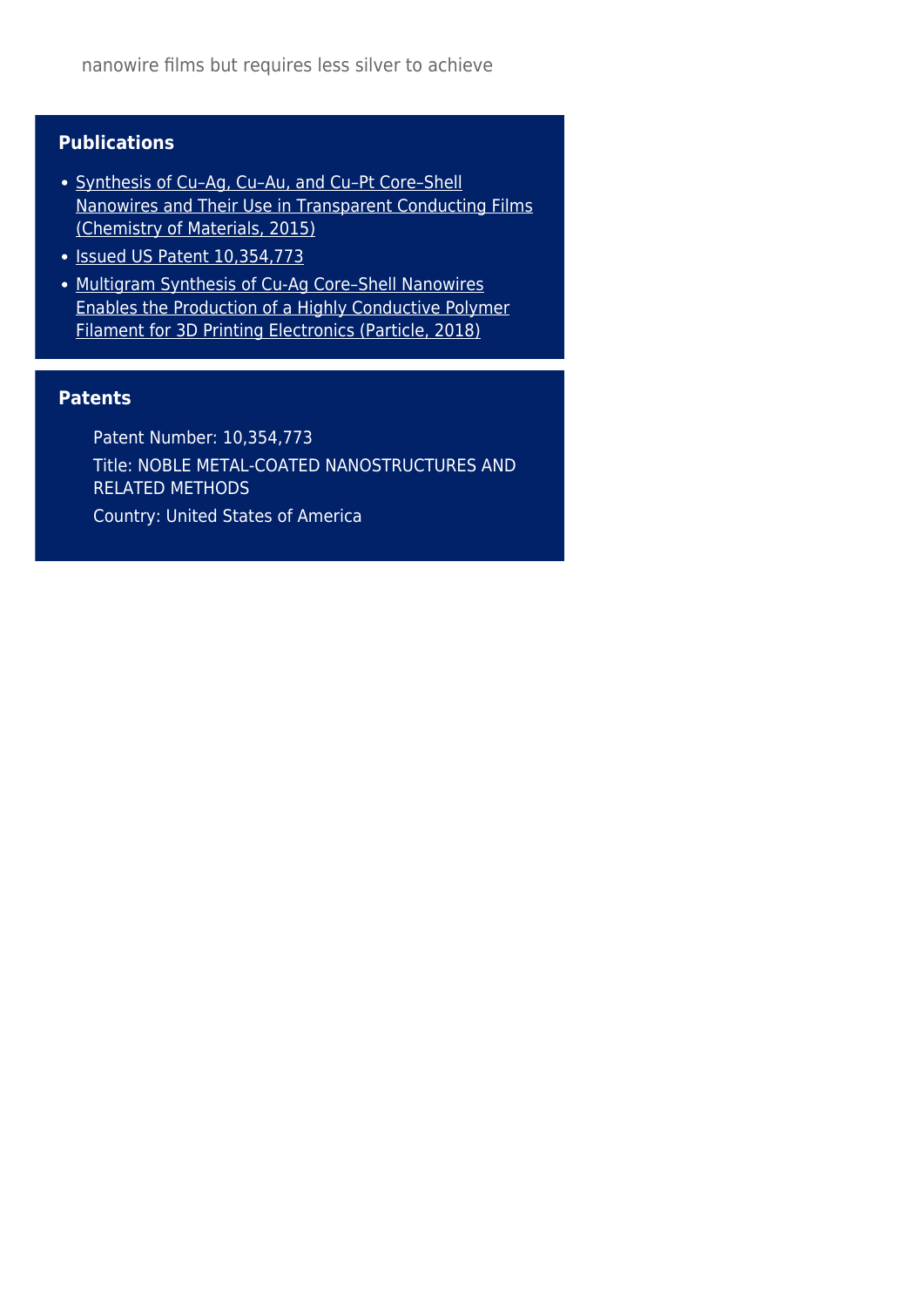nanowire films but requires less silver to achieve

## Publications

- Synthesis of Cu–Ag, Cu–Au, and Cu–Pt Core–Shell Nanowires and Their Use in Transparent Conducting Films (Chemistry of Materials, 2015)
- Issued US Patent 10,354,773
- Multigram Synthesis of Cu-Ag Core–Shell Nanowires Enables the Production of a Highly Conductive Polymer Filament for 3D Printing Electronics (Particle, 2018)

## Patents

Patent Number: 10,354,773

Title: NOBLE METAL-COATED NANOSTRUCTURES AND RELATED METHODS

Country: United States of America